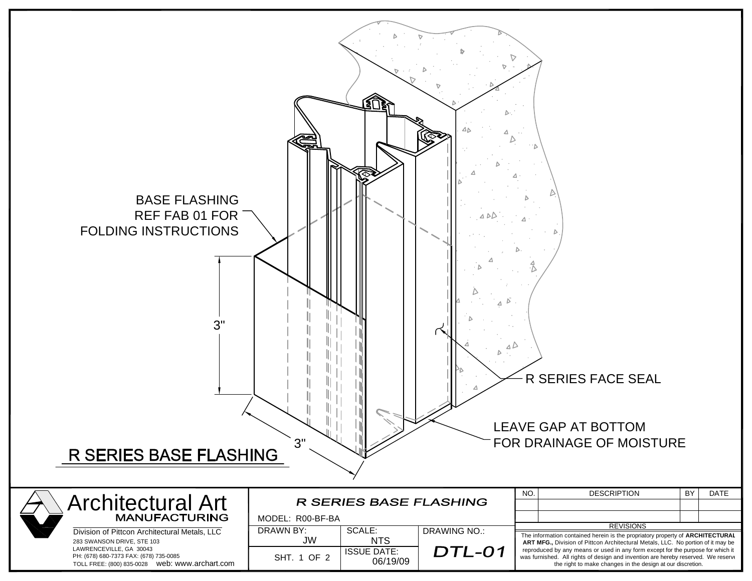BASE FLASHING
REF FAB 01 FOR
FOLDING INSTRUCTIONS

3"

3"

R SERIES FACE SEAL

LEAVE GAP AT BOTTOM
FOR DRAINAGE OF MOISTURE

## R SERIES BASE FLASHING

**Architectural Art**
**MANUFACTURING**

Division of Pittcon Architectural Metals, LLC
283 SWANSON DRIVE, STE 103
LAWRENCEVILLE, GA 30043
PH: (678) 680-7373 FAX: (678) 735-0085
TOLL FREE: (800) 835-0028 web: www.archart.com

*R SERIES BASE FLASHING*

MODEL: R00-BF-BA

| DRAWN BY: | SCALE: | DRAWING NO.: |
|---|---|---|
| JW | NTS | *DTL-01* |
| SHT. 1 OF 2 | ISSUE DATE: 06/19/09 | |

| NO. | DESCRIPTION | BY | DATE |
|---|---|---|---|
| | | | |
| | | | |

REVISIONS

The information contained herein is the propriatory property of **ARCHITECTURAL ART MFG.,** Division of Pittcon Architectural Metals, LLC. No portion of it may be reproduced by any means or used in any form except for the purpose for which it was furnished. All rights of design and invention are hereby reserved. We reserve the right to make changes in the design at our discretion.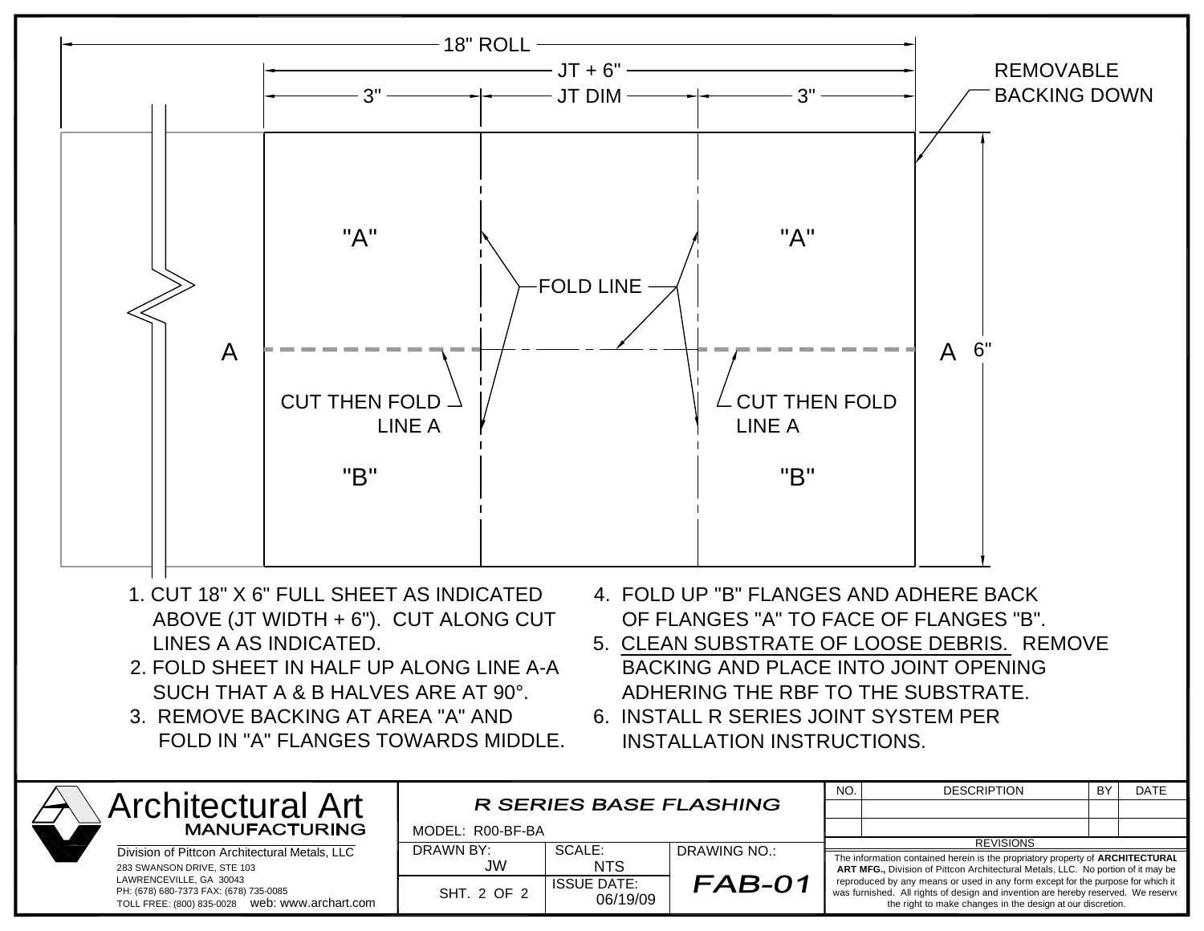18" ROLL

JT + 6"

3" | JT DIM | 3"

REMOVABLE BACKING DOWN

"A" "A"

FOLD LINE

A A 6"

CUT THEN FOLD LINE A

CUT THEN FOLD LINE A

"B" "B"

1. CUT 18" X 6" FULL SHEET AS INDICATED ABOVE (JT WIDTH + 6"). CUT ALONG CUT LINES A AS INDICATED.
2. FOLD SHEET IN HALF UP ALONG LINE A-A SUCH THAT A & B HALVES ARE AT 90°.
3. REMOVE BACKING AT AREA "A" AND FOLD IN "A" FLANGES TOWARDS MIDDLE.
4. FOLD UP "B" FLANGES AND ADHERE BACK OF FLANGES "A" TO FACE OF FLANGES "B".
5. CLEAN SUBSTRATE OF LOOSE DEBRIS. REMOVE BACKING AND PLACE INTO JOINT OPENING ADHERING THE RBF TO THE SUBSTRATE.
6. INSTALL R SERIES JOINT SYSTEM PER INSTALLATION INSTRUCTIONS.

**Architectural Art MANUFACTURING**

Division of Pittcon Architectural Metals, LLC
283 SWANSON DRIVE, STE 103
LAWRENCEVILLE, GA 30043
PH: (678) 680-7373 FAX: (678) 735-0085
TOLL FREE: (800) 835-0028 web: www.archart.com

*R SERIES BASE FLASHING*

MODEL: R00-BF-BA

| DRAWN BY: | SCALE: | DRAWING NO.: |
|---|---|---|
| JW | NTS | ***FAB-01*** |
| SHT. 2 OF 2 | ISSUE DATE: 06/19/09 | |

| NO. | DESCRIPTION | BY | DATE |
|---|---|---|---|
| | | | |
| | | | |

REVISIONS

The information contained herein is the propriatory property of **ARCHITECTURAL ART MFG.,** Division of Pittcon Architectural Metals, LLC. No portion of it may be reproduced by any means or used in any form except for the purpose for which it was furnished. All rights of design and invention are hereby reserved. We reserve the right to make changes in the design at our discretion.